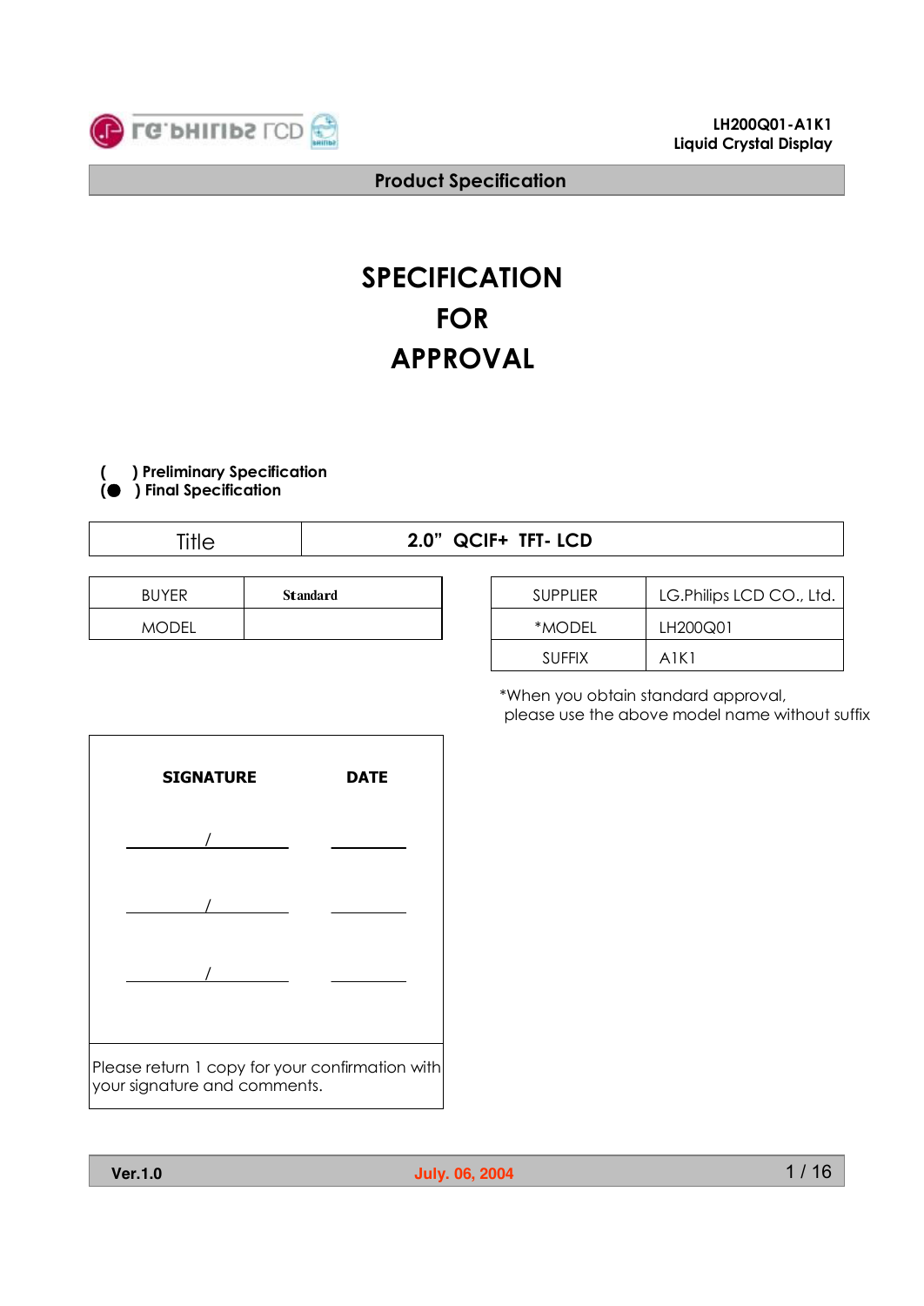**Product Specification**

# SPECIFICATION
# FOR
# APPROVAL

( &nbsp;&nbsp; ) **Preliminary Specification**
(●) **Final Specification**

| Title | **2.0" QCIF+ TFT- LCD** |
|---|---|

| BUYER | **Standard** |
|---|---|
| MODEL | |

| SUPPLIER | LG.Philips LCD CO., Ltd. |
|---|---|
| *MODEL | LH200Q01 |
| SUFFIX | A1K1 |

*When you obtain standard approval,
please use the above model name without suffix

| **SIGNATURE** | **DATE** |
|---|---|
| / | |
| / | |
| / | |

Please return 1 copy for your confirmation with your signature and comments.

Ver.1.0 &nbsp;&nbsp;&nbsp; July. 06, 2004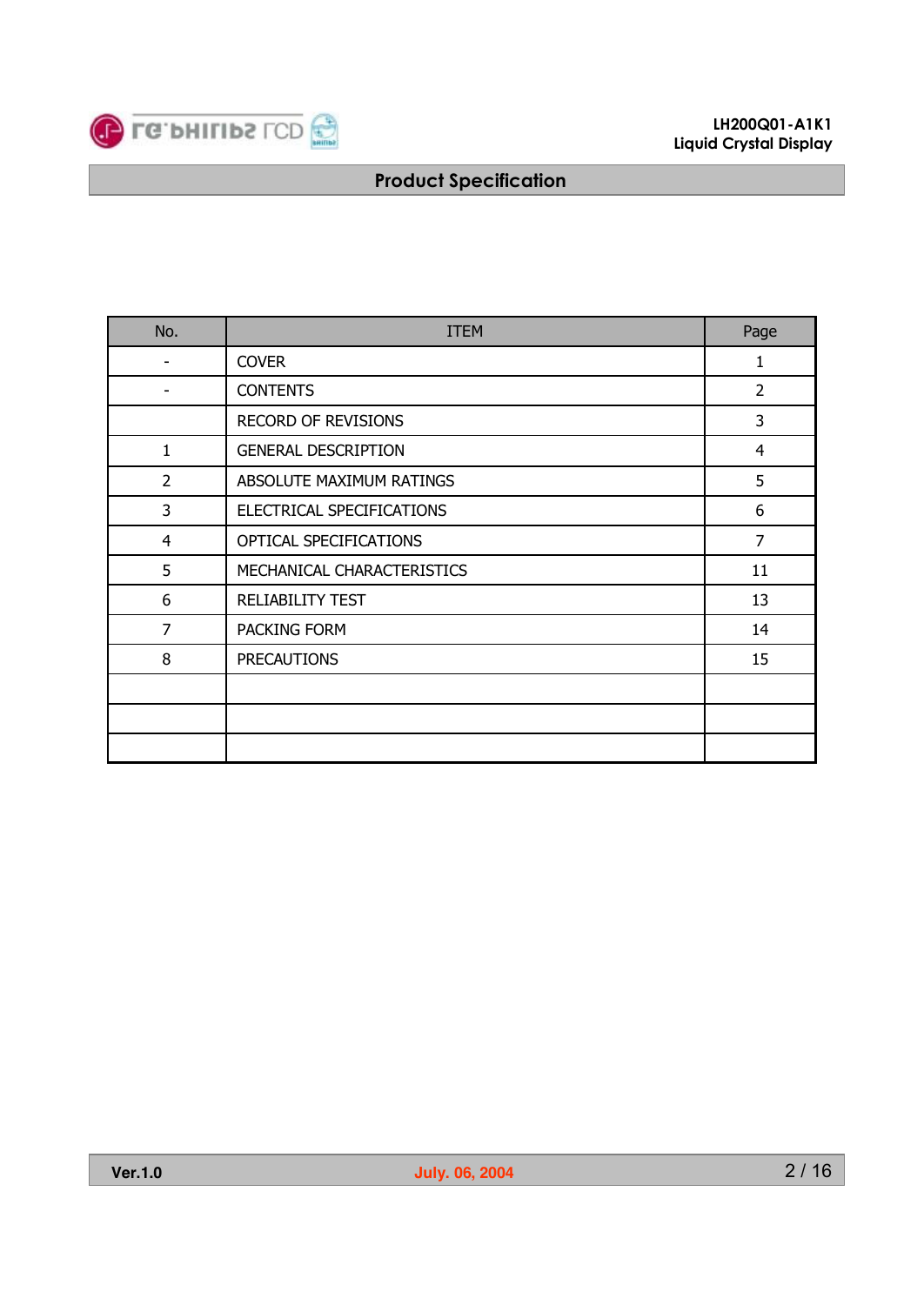## Product Specification

| No. | ITEM | Page |
|---|---|---|
| - | COVER | 1 |
| - | CONTENTS | 2 |
| | RECORD OF REVISIONS | 3 |
| 1 | GENERAL DESCRIPTION | 4 |
| 2 | ABSOLUTE MAXIMUM RATINGS | 5 |
| 3 | ELECTRICAL SPECIFICATIONS | 6 |
| 4 | OPTICAL SPECIFICATIONS | 7 |
| 5 | MECHANICAL CHARACTERISTICS | 11 |
| 6 | RELIABILITY TEST | 13 |
| 7 | PACKING FORM | 14 |
| 8 | PRECAUTIONS | 15 |
| | | |
| | | |
| | | |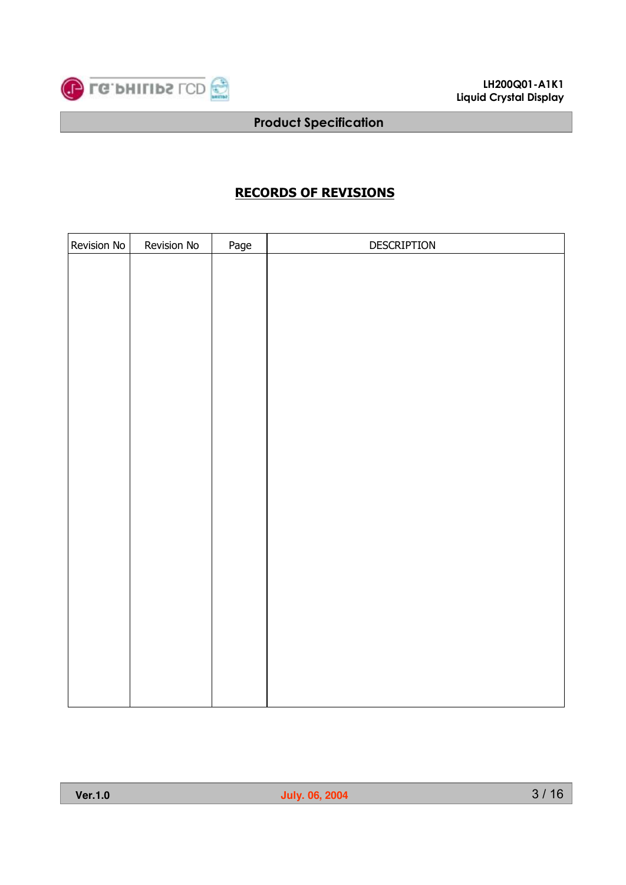## RECORDS OF REVISIONS

| Revision No | Revision No | Page | DESCRIPTION |
|---|---|---|---|
| | | | |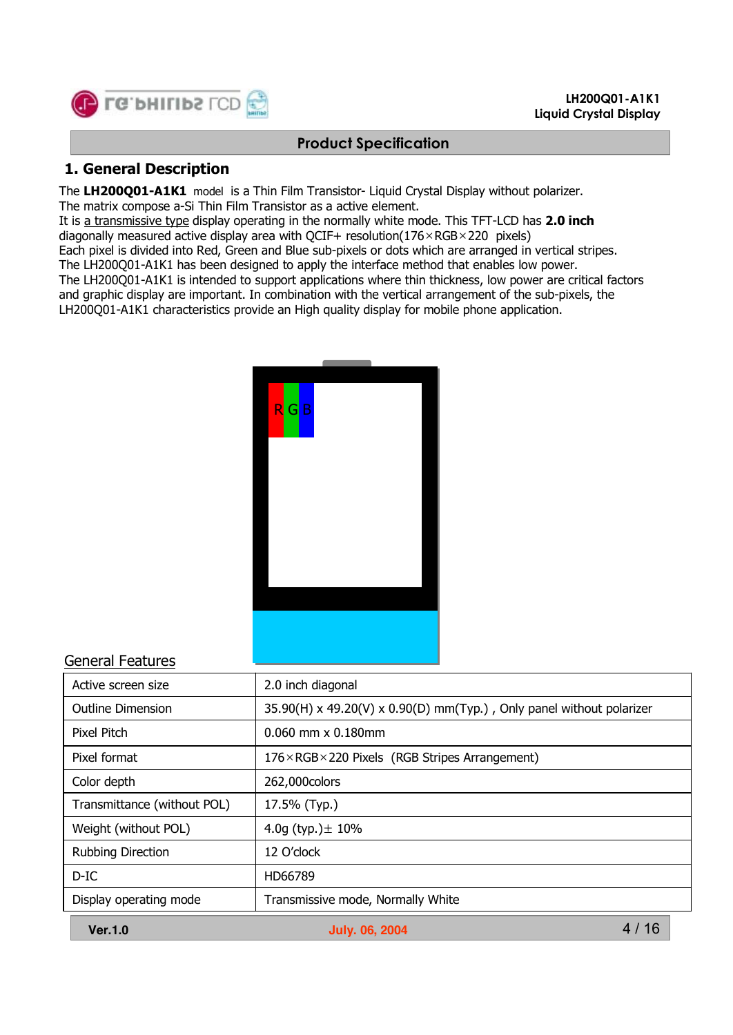## 1. General Description

The **LH200Q01-A1K1** model is a Thin Film Transistor- Liquid Crystal Display without polarizer.
The matrix compose a-Si Thin Film Transistor as a active element.
It is a transmissive type display operating in the normally white mode. This TFT-LCD has **2.0 inch** diagonally measured active display area with QCIF+ resolution(176×RGB×220 pixels)
Each pixel is divided into Red, Green and Blue sub-pixels or dots which are arranged in vertical stripes.
The LH200Q01-A1K1 has been designed to apply the interface method that enables low power.
The LH200Q01-A1K1 is intended to support applications where thin thickness, low power are critical factors and graphic display are important. In combination with the vertical arrangement of the sub-pixels, the LH200Q01-A1K1 characteristics provide an High quality display for mobile phone application.

RGB

### General Features

| | |
|---|---|
| Active screen size | 2.0 inch diagonal |
| Outline Dimension | 35.90(H) x 49.20(V) x 0.90(D) mm(Typ.) , Only panel without polarizer |
| Pixel Pitch | 0.060 mm x 0.180mm |
| Pixel format | 176×RGB×220 Pixels (RGB Stripes Arrangement) |
| Color depth | 262,000colors |
| Transmittance (without POL) | 17.5% (Typ.) |
| Weight (without POL) | 4.0g (typ.)± 10% |
| Rubbing Direction | 12 O'clock |
| D-IC | HD66789 |
| Display operating mode | Transmissive mode, Normally White |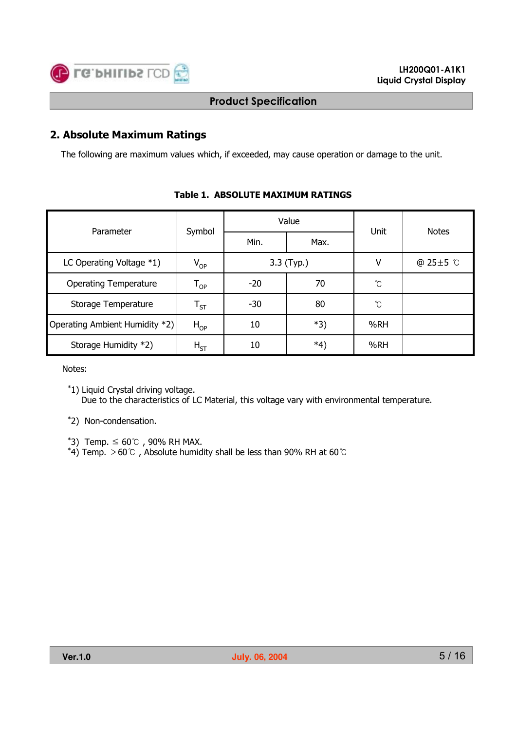## 2. Absolute Maximum Ratings

The following are maximum values which, if exceeded, may cause operation or damage to the unit.

**Table 1. ABSOLUTE MAXIMUM RATINGS**

| Parameter | Symbol | Value | | Unit | Notes |
|---|---|---|---|---|---|
| | | Min. | Max. | | |
| LC Operating Voltage *1) | $V_{OP}$ | 3.3 (Typ.) | | V | @ 25±5 ℃ |
| Operating Temperature | $T_{OP}$ | -20 | 70 | ℃ | |
| Storage Temperature | $T_{ST}$ | -30 | 80 | ℃ | |
| Operating Ambient Humidity *2) | $H_{OP}$ | 10 | *3) | %RH | |
| Storage Humidity *2) | $H_{ST}$ | 10 | *4) | %RH | |

Notes:

*1) Liquid Crystal driving voltage.
Due to the characteristics of LC Material, this voltage vary with environmental temperature.

*2) Non-condensation.

*3) Temp. ≤ 60℃ , 90% RH MAX.
*4) Temp. > 60℃ , Absolute humidity shall be less than 90% RH at 60℃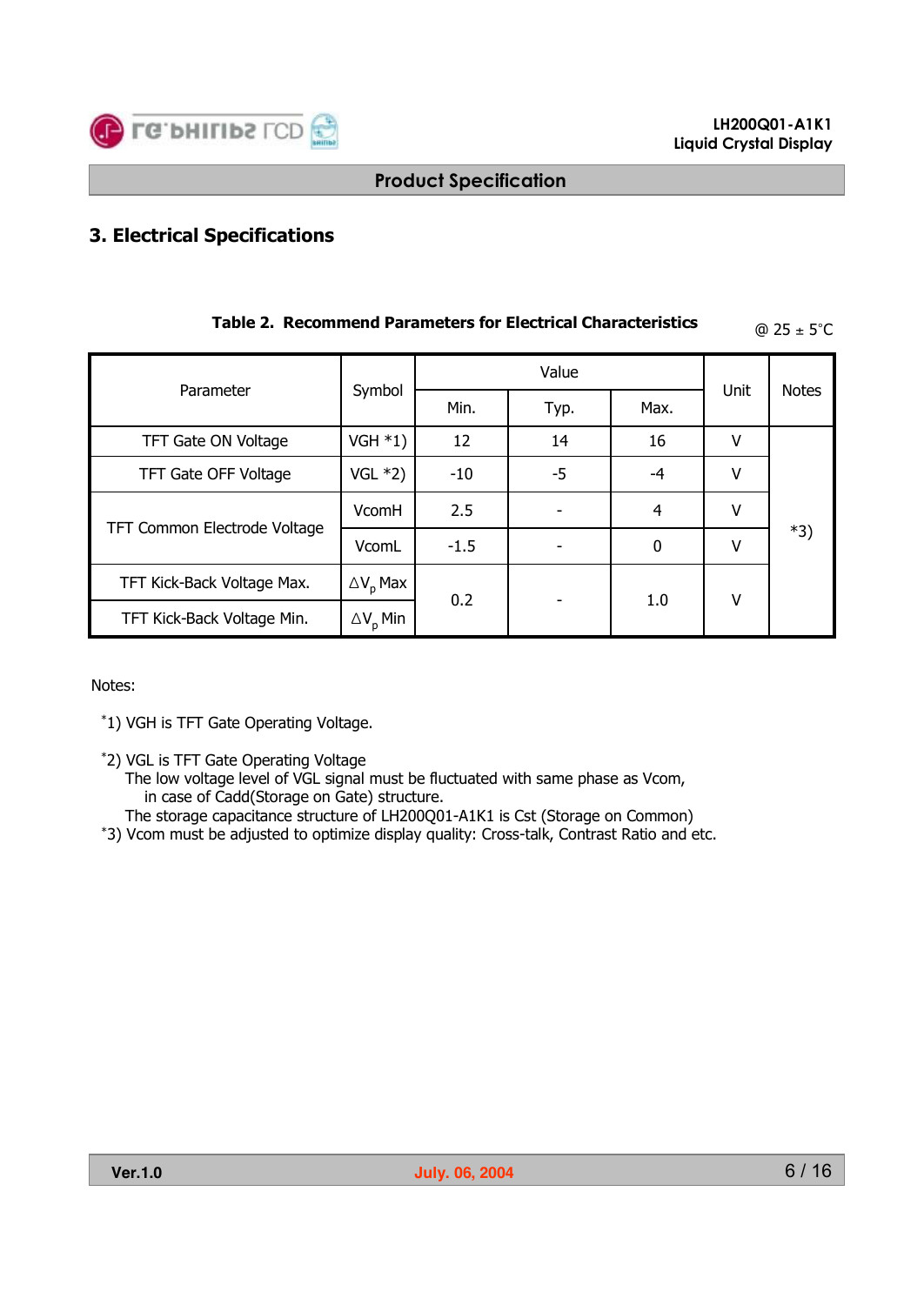## 3. Electrical Specifications

**Table 2. Recommend Parameters for Electrical Characteristics** @ 25 ± 5°C

| Parameter | Symbol | Value | | | Unit | Notes |
|---|---|---|---|---|---|---|
| | | Min. | Typ. | Max. | | |
| TFT Gate ON Voltage | VGH *1) | 12 | 14 | 16 | V | *3) |
| TFT Gate OFF Voltage | VGL *2) | -10 | -5 | -4 | V | |
| TFT Common Electrode Voltage | VcomH | 2.5 | - | 4 | V | |
| | VcomL | -1.5 | - | 0 | V | |
| TFT Kick-Back Voltage Max. | $\Delta V_p$ Max | 0.2 | - | 1.0 | V | |
| TFT Kick-Back Voltage Min. | $\Delta V_p$ Min | | | | | |

Notes:

*1) VGH is TFT Gate Operating Voltage.

*2) VGL is TFT Gate Operating Voltage
The low voltage level of VGL signal must be fluctuated with same phase as Vcom, in case of Cadd(Storage on Gate) structure.
The storage capacitance structure of LH200Q01-A1K1 is Cst (Storage on Common)

*3) Vcom must be adjusted to optimize display quality: Cross-talk, Contrast Ratio and etc.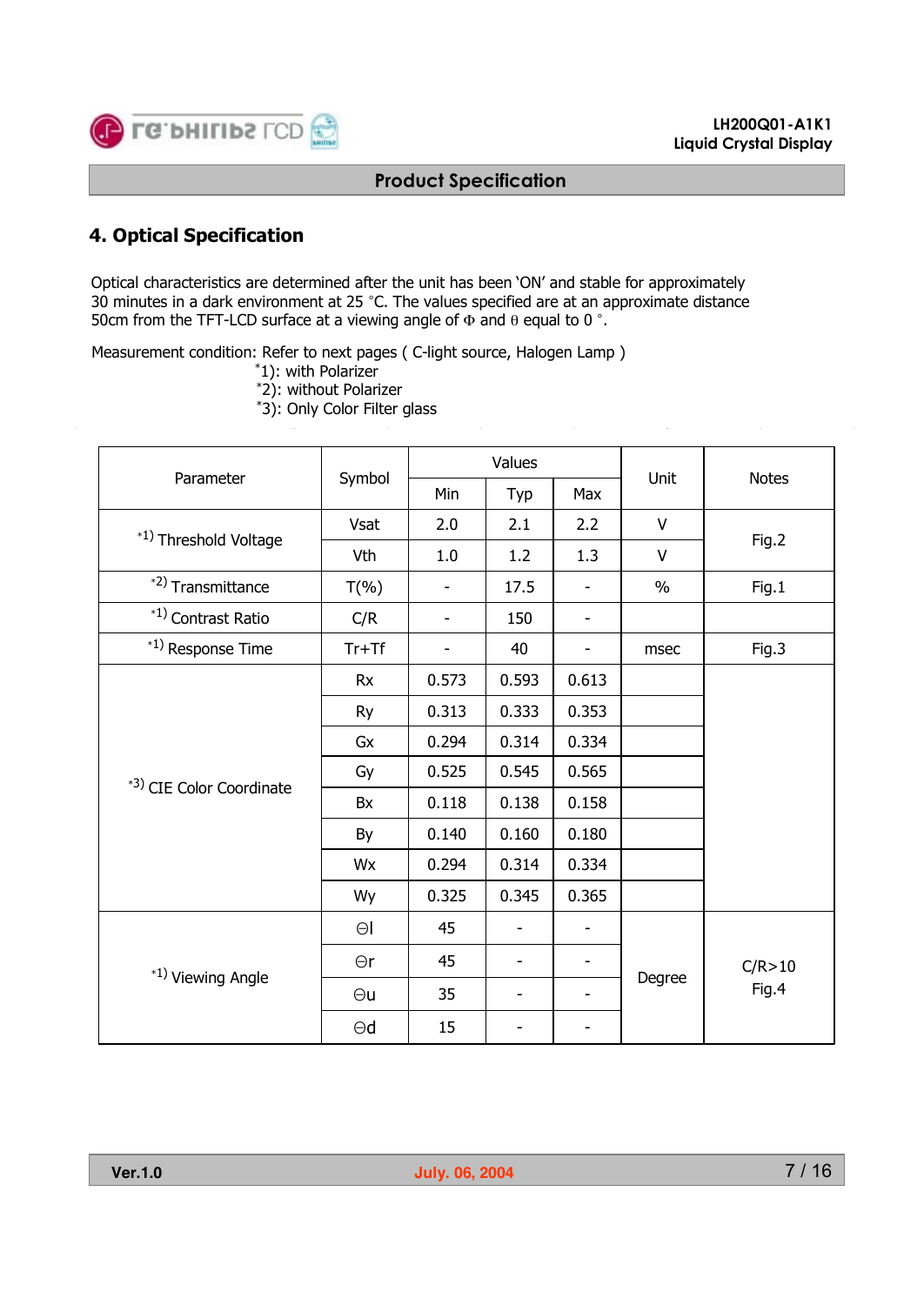## 4. Optical Specification

Optical characteristics are determined after the unit has been 'ON' and stable for approximately 30 minutes in a dark environment at 25 °C. The values specified are at an approximate distance 50cm from the TFT-LCD surface at a viewing angle of Φ and θ equal to 0 °.

Measurement condition: Refer to next pages ( C-light source, Halogen Lamp )

*1): with Polarizer
*2): without Polarizer
*3): Only Color Filter glass

| Parameter | Symbol | Values | | | Unit | Notes |
|---|---|---|---|---|---|---|
| | | Min | Typ | Max | | |
| *1) Threshold Voltage | Vsat | 2.0 | 2.1 | 2.2 | V | Fig.2 |
| | Vth | 1.0 | 1.2 | 1.3 | V | |
| *2) Transmittance | T(%) | - | 17.5 | - | % | Fig.1 |
| *1) Contrast Ratio | C/R | - | 150 | - | | |
| *1) Response Time | Tr+Tf | - | 40 | - | msec | Fig.3 |
| *3) CIE Color Coordinate | Rx | 0.573 | 0.593 | 0.613 | | |
| | Ry | 0.313 | 0.333 | 0.353 | | |
| | Gx | 0.294 | 0.314 | 0.334 | | |
| | Gy | 0.525 | 0.545 | 0.565 | | |
| | Bx | 0.118 | 0.138 | 0.158 | | |
| | By | 0.140 | 0.160 | 0.180 | | |
| | Wx | 0.294 | 0.314 | 0.334 | | |
| | Wy | 0.325 | 0.345 | 0.365 | | |
| *1) Viewing Angle | Θl | 45 | - | - | Degree | C/R>10 Fig.4 |
| | Θr | 45 | - | - | | |
| | Θu | 35 | - | - | | |
| | Θd | 15 | - | - | | |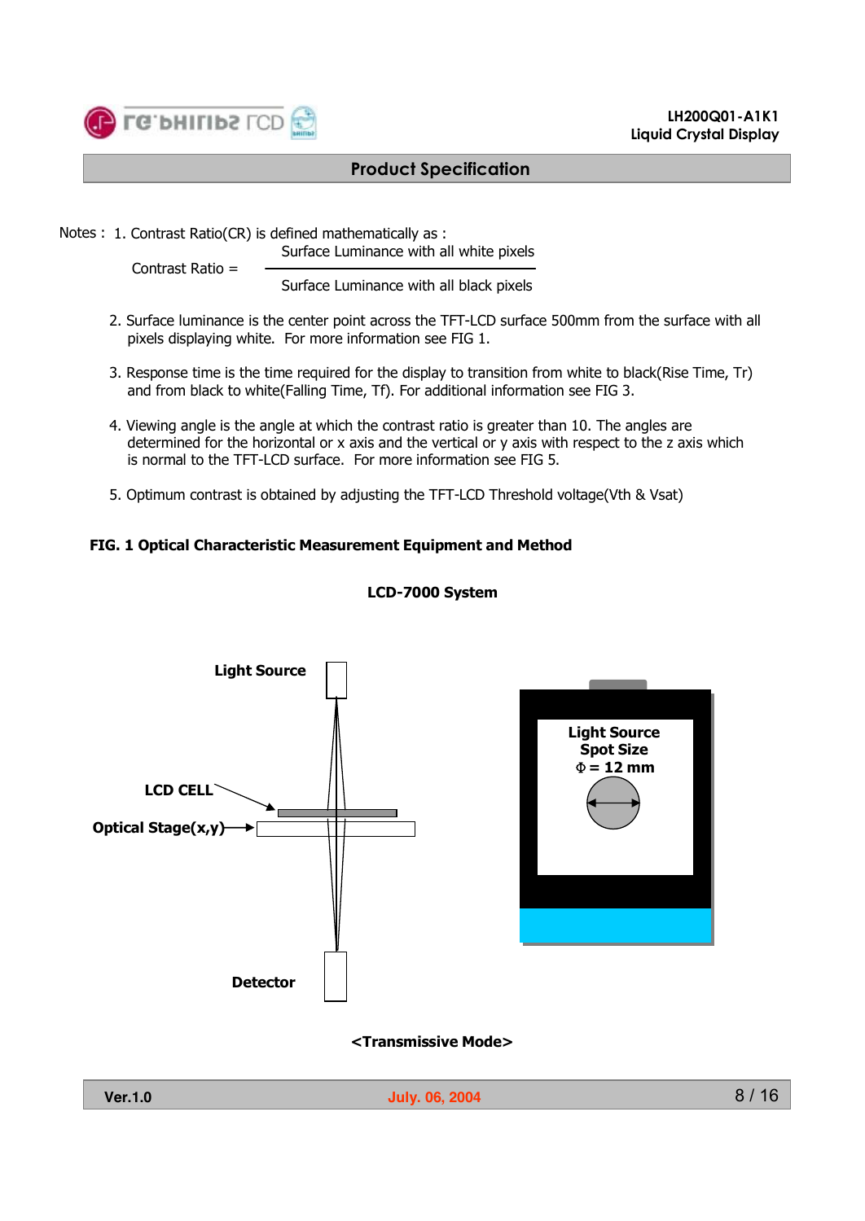Notes : 1. Contrast Ratio(CR) is defined mathematically as :

$$\text{Contrast Ratio} = \frac{\text{Surface Luminance with all white pixels}}{\text{Surface Luminance with all black pixels}}$$

2. Surface luminance is the center point across the TFT-LCD surface 500mm from the surface with all pixels displaying white. For more information see FIG 1.

3. Response time is the time required for the display to transition from white to black(Rise Time, Tr) and from black to white(Falling Time, Tf). For additional information see FIG 3.

4. Viewing angle is the angle at which the contrast ratio is greater than 10. The angles are determined for the horizontal or x axis and the vertical or y axis with respect to the z axis which is normal to the TFT-LCD surface. For more information see FIG 5.

5. Optimum contrast is obtained by adjusting the TFT-LCD Threshold voltage(Vth & Vsat)

**FIG. 1 Optical Characteristic Measurement Equipment and Method**

**LCD-7000 System**

**Light Source**

**LCD CELL**

**Optical Stage(x,y)**

**Detector**

**Light Source Spot Size $\Phi$ = 12 mm**

**<Transmissive Mode>**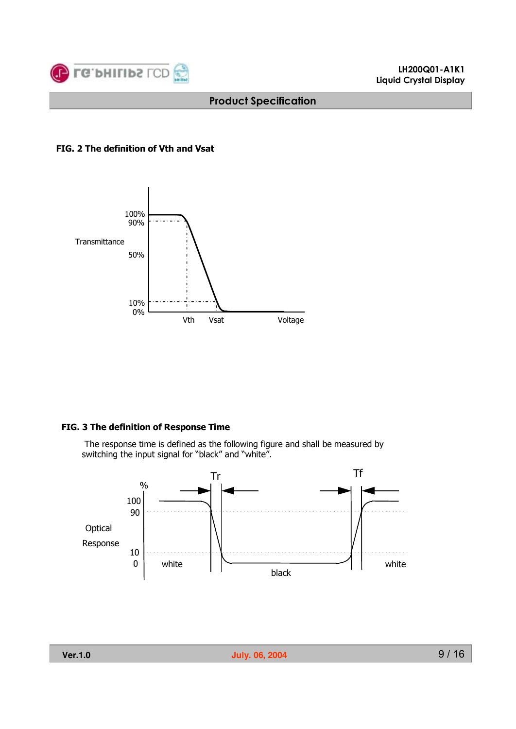**FIG. 2 The definition of Vth and Vsat**

**FIG. 3 The definition of Response Time**

The response time is defined as the following figure and shall be measured by switching the input signal for "black" and "white".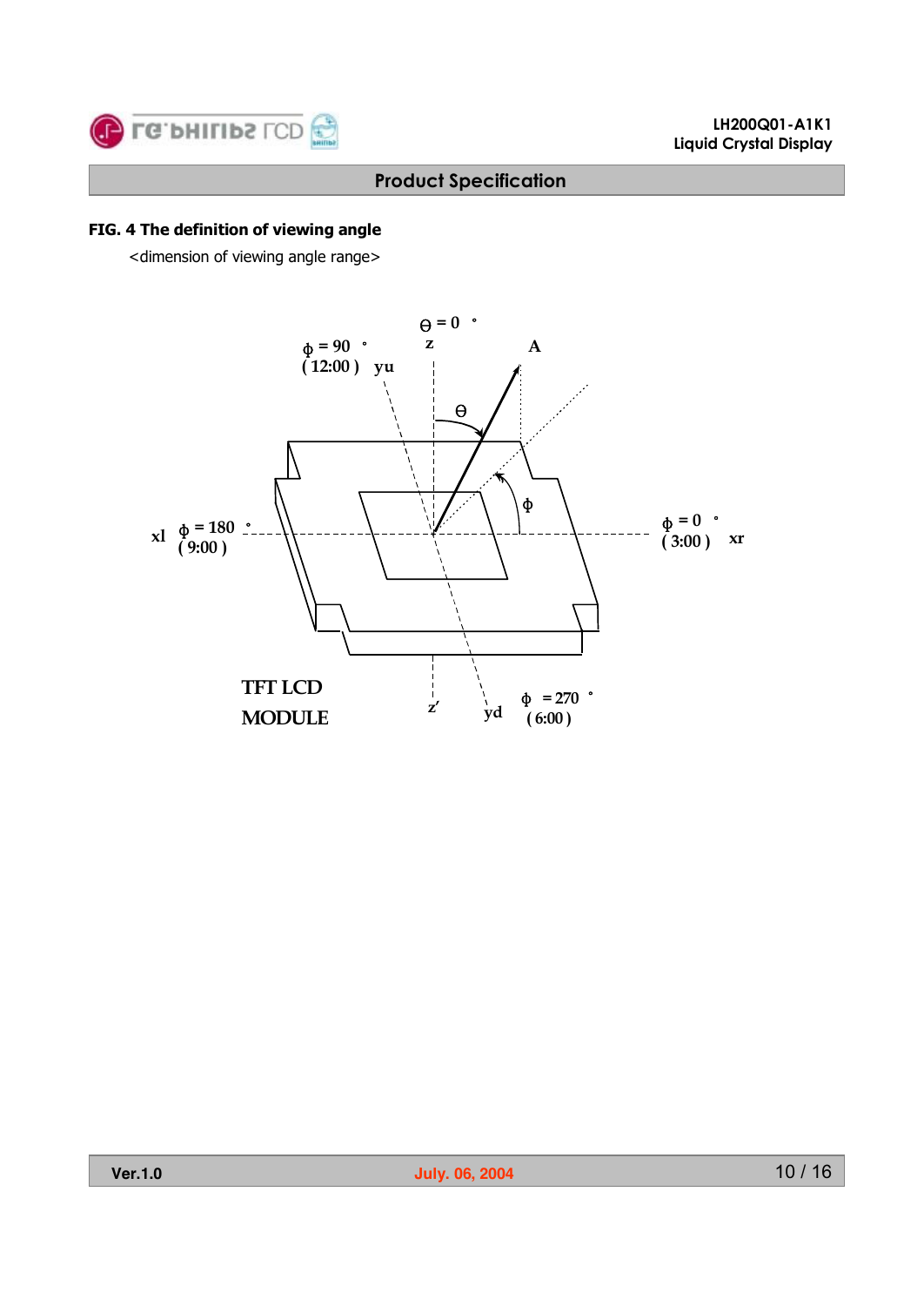**FIG. 4 The definition of viewing angle**

<dimension of viewing angle range>

$\theta = 0°$
z

$\phi = 90°$
(12:00) yu

A

$\theta$

$\phi$

xl $\phi = 180°$
(9:00)

$\phi = 0°$
(3:00) xr

TFT LCD
MODULE

z′

yd

$\phi = 270°$
(6:00)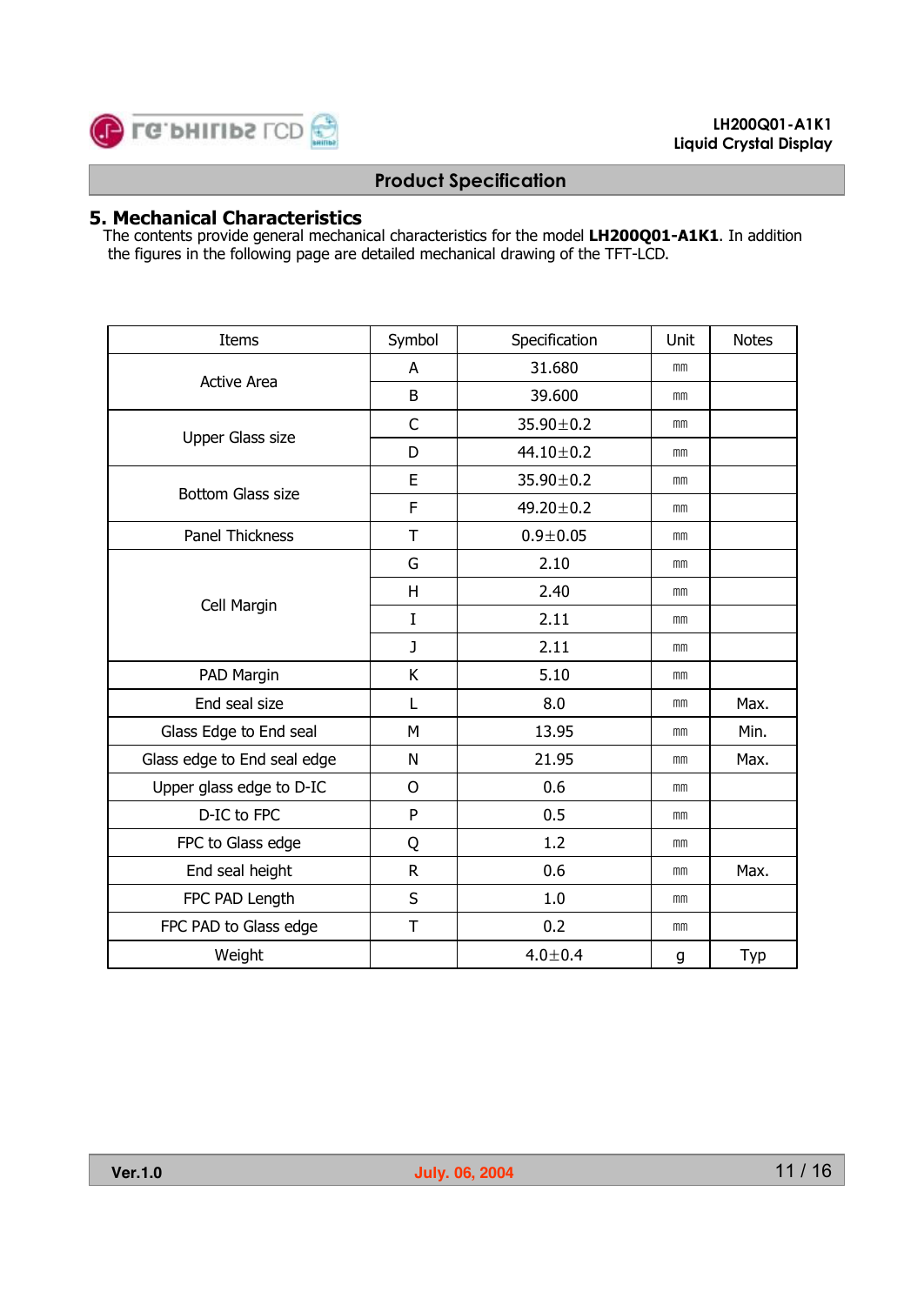## 5. Mechanical Characteristics

The contents provide general mechanical characteristics for the model **LH200Q01-A1K1**. In addition the figures in the following page are detailed mechanical drawing of the TFT-LCD.

| Items | Symbol | Specification | Unit | Notes |
|---|---|---|---|---|
| Active Area | A | 31.680 | ㎜ | |
| | B | 39.600 | ㎜ | |
| Upper Glass size | C | 35.90±0.2 | ㎜ | |
| | D | 44.10±0.2 | ㎜ | |
| Bottom Glass size | E | 35.90±0.2 | ㎜ | |
| | F | 49.20±0.2 | ㎜ | |
| Panel Thickness | T | 0.9±0.05 | ㎜ | |
| Cell Margin | G | 2.10 | ㎜ | |
| | H | 2.40 | ㎜ | |
| | I | 2.11 | ㎜ | |
| | J | 2.11 | ㎜ | |
| PAD Margin | K | 5.10 | ㎜ | |
| End seal size | L | 8.0 | ㎜ | Max. |
| Glass Edge to End seal | M | 13.95 | ㎜ | Min. |
| Glass edge to End seal edge | N | 21.95 | ㎜ | Max. |
| Upper glass edge to D-IC | O | 0.6 | ㎜ | |
| D-IC to FPC | P | 0.5 | ㎜ | |
| FPC to Glass edge | Q | 1.2 | ㎜ | |
| End seal height | R | 0.6 | ㎜ | Max. |
| FPC PAD Length | S | 1.0 | ㎜ | |
| FPC PAD to Glass edge | T | 0.2 | ㎜ | |
| Weight | | 4.0±0.4 | g | Typ |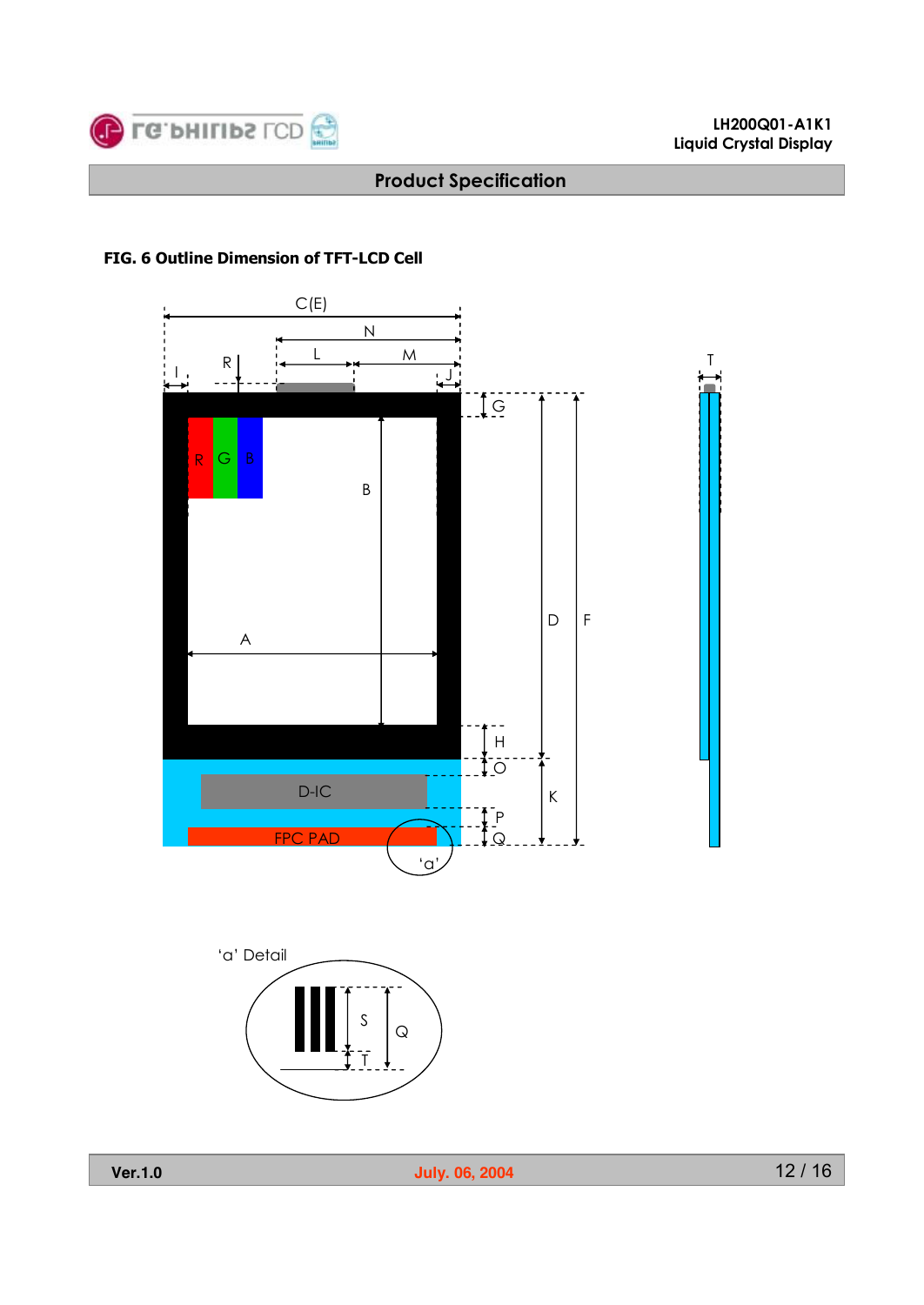**FIG. 6 Outline Dimension of TFT-LCD Cell**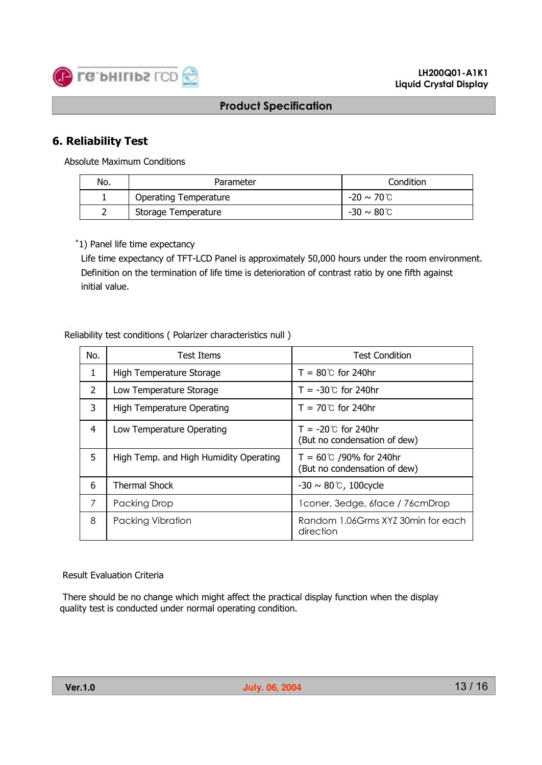## 6. Reliability Test

Absolute Maximum Conditions

| No. | Parameter | Condition |
|---|---|---|
| 1 | Operating Temperature | -20 ~ 70℃ |
| 2 | Storage Temperature | -30 ~ 80℃ |

*1) Panel life time expectancy

Life time expectancy of TFT-LCD Panel is approximately 50,000 hours under the room environment. Definition on the termination of life time is deterioration of contrast ratio by one fifth against initial value.

Reliability test conditions ( Polarizer characteristics null )

| No. | Test Items | Test Condition |
|---|---|---|
| 1 | High Temperature Storage | T = 80℃ for 240hr |
| 2 | Low Temperature Storage | T = -30℃ for 240hr |
| 3 | High Temperature Operating | T = 70℃ for 240hr |
| 4 | Low Temperature Operating | T = -20℃ for 240hr<br>(But no condensation of dew) |
| 5 | High Temp. and High Humidity Operating | T = 60℃ /90% for 240hr<br>(But no condensation of dew) |
| 6 | Thermal Shock | -30 ~ 80℃, 100cycle |
| 7 | Packing Drop | 1coner, 3edge, 6face / 76cmDrop |
| 8 | Packing Vibration | Random 1.06Grms XYZ 30min for each direction |

Result Evaluation Criteria

There should be no change which might affect the practical display function when the display quality test is conducted under normal operating condition.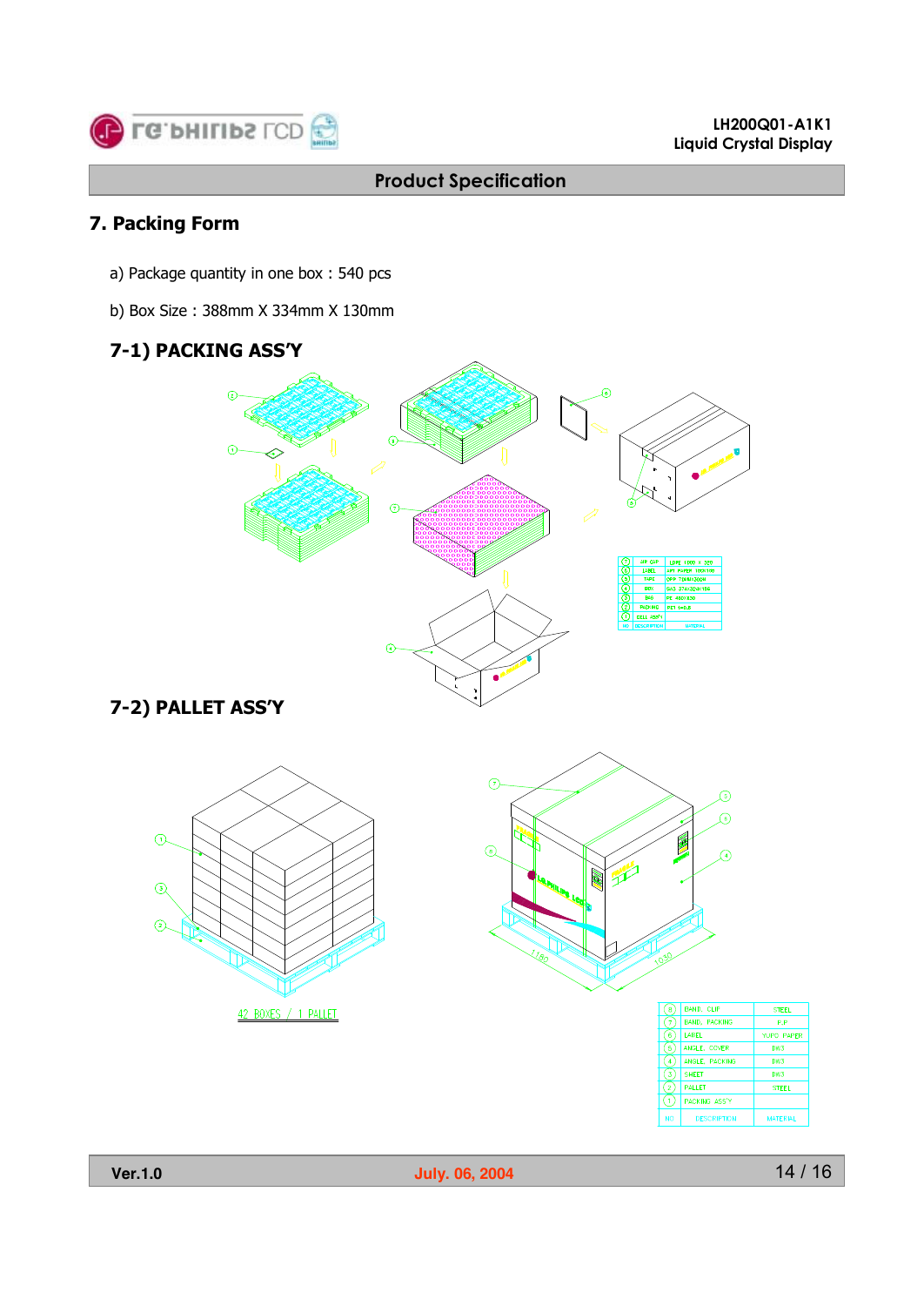## 7. Packing Form

a) Package quantity in one box : 540 pcs

b) Box Size : 388mm X 334mm X 130mm

### 7-1) PACKING ASS'Y

| NO. | DESCRIPTION | MATERIAL |
|---|---|---|
| 7 | AIR CAP | LDPE 1000 x 320 |
| 6 | LABEL | ART PAPER 100X100 |
| 5 | TAPE | OPP 70MMX200M |
| 4 | BOX | SW3 374X324X164 |
| 3 | BAG | PE 460X430 |
| 2 | PACKING | PET t=0.5 |
| 1 | CELL 20" |  |

### 7-2) PALLET ASS'Y

42 BOXES / 1 PALLET

1150, 1030

| NO. | DESCRIPTION | MATERIAL |
|---|---|---|
| 8 | BAND, CLIP | STEEL |
| 7 | BAND, PACKING | PP |
| 6 | LABEL | YUPO PAPER |
| 5 | ANGLE, COVER | DW3 |
| 4 | ANGLE, PACKING | DW3 |
| 3 | SHEET | DW3 |
| 2 | PALLET | STEEL |
| 1 | PACKING ASS'Y |  |

Ver.1.0 July. 06, 2004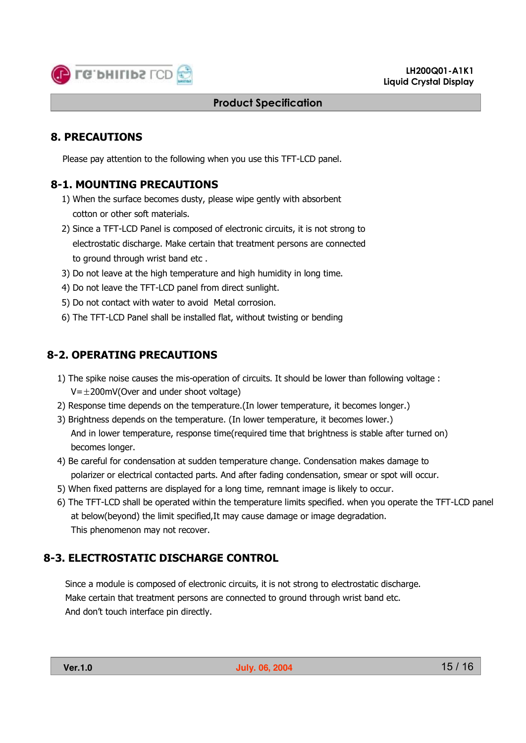## 8. PRECAUTIONS

Please pay attention to the following when you use this TFT-LCD panel.

### 8-1. MOUNTING PRECAUTIONS

1) When the surface becomes dusty, please wipe gently with absorbent cotton or other soft materials.
2) Since a TFT-LCD Panel is composed of electronic circuits, it is not strong to electrostatic discharge. Make certain that treatment persons are connected to ground through wrist band etc .
3) Do not leave at the high temperature and high humidity in long time.
4) Do not leave the TFT-LCD panel from direct sunlight.
5) Do not contact with water to avoid Metal corrosion.
6) The TFT-LCD Panel shall be installed flat, without twisting or bending

### 8-2. OPERATING PRECAUTIONS

1) The spike noise causes the mis-operation of circuits. It should be lower than following voltage : V=±200mV(Over and under shoot voltage)
2) Response time depends on the temperature.(In lower temperature, it becomes longer.)
3) Brightness depends on the temperature. (In lower temperature, it becomes lower.) And in lower temperature, response time(required time that brightness is stable after turned on) becomes longer.
4) Be careful for condensation at sudden temperature change. Condensation makes damage to polarizer or electrical contacted parts. And after fading condensation, smear or spot will occur.
5) When fixed patterns are displayed for a long time, remnant image is likely to occur.
6) The TFT-LCD shall be operated within the temperature limits specified. when you operate the TFT-LCD panel at below(beyond) the limit specified,It may cause damage or image degradation. This phenomenon may not recover.

### 8-3. ELECTROSTATIC DISCHARGE CONTROL

Since a module is composed of electronic circuits, it is not strong to electrostatic discharge. Make certain that treatment persons are connected to ground through wrist band etc. And don't touch interface pin directly.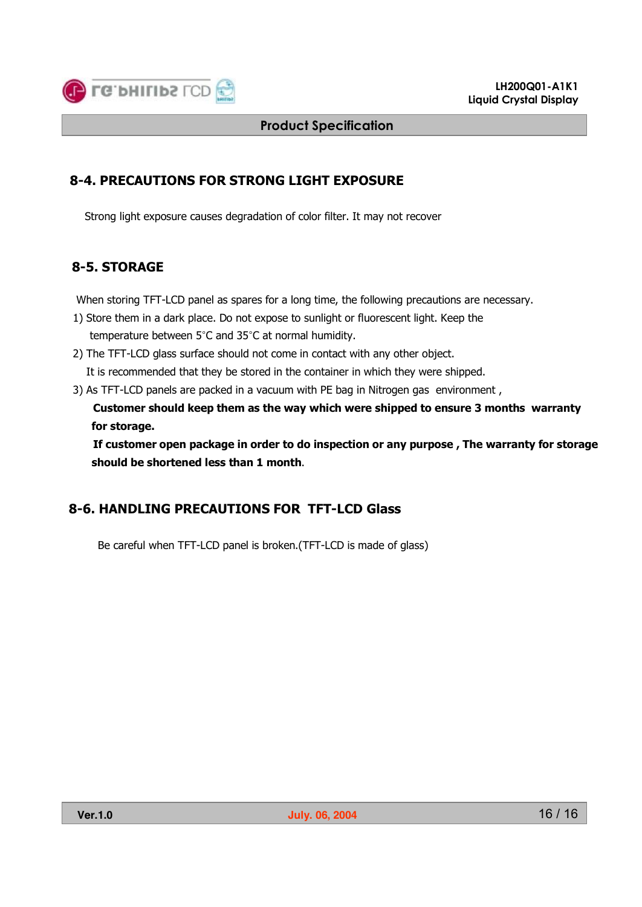## 8-4. PRECAUTIONS FOR STRONG LIGHT EXPOSURE

Strong light exposure causes degradation of color filter. It may not recover

## 8-5. STORAGE

When storing TFT-LCD panel as spares for a long time, the following precautions are necessary.

1) Store them in a dark place. Do not expose to sunlight or fluorescent light. Keep the temperature between 5°C and 35°C at normal humidity.
2) The TFT-LCD glass surface should not come in contact with any other object. It is recommended that they be stored in the container in which they were shipped.
3) As TFT-LCD panels are packed in a vacuum with PE bag in Nitrogen gas environment , **Customer should keep them as the way which were shipped to ensure 3 months warranty for storage.** **If customer open package in order to do inspection or any purpose , The warranty for storage should be shortened less than 1 month**.

## 8-6. HANDLING PRECAUTIONS FOR TFT-LCD Glass

Be careful when TFT-LCD panel is broken.(TFT-LCD is made of glass)